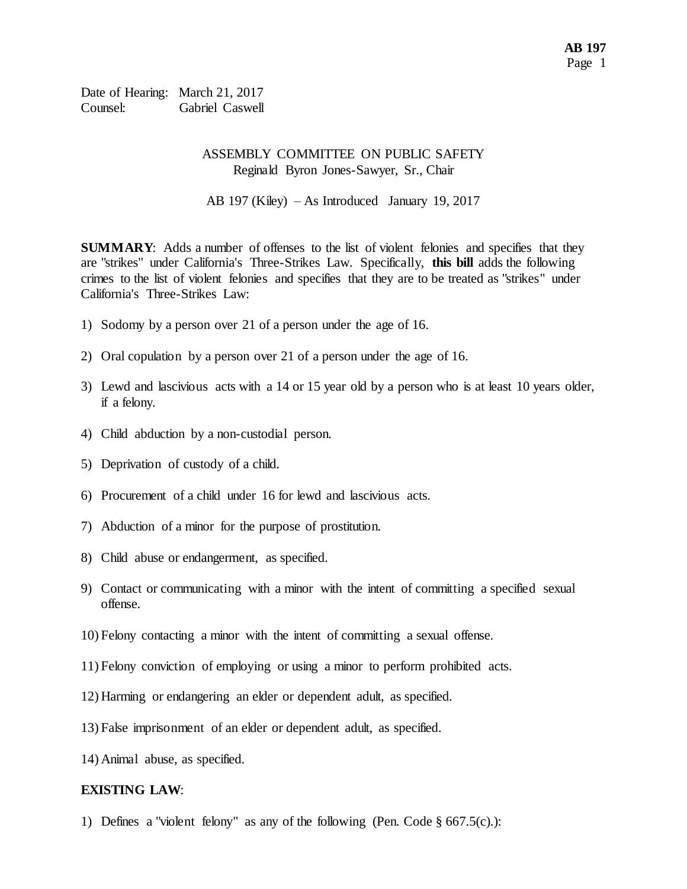Date of Hearing: March 21, 2017
Counsel: Gabriel Caswell

## ASSEMBLY COMMITTEE ON PUBLIC SAFETY
Reginald Byron Jones-Sawyer, Sr., Chair

AB 197 (Kiley) – As Introduced January 19, 2017

**SUMMARY**: Adds a number of offenses to the list of violent felonies and specifies that they are "strikes" under California's Three-Strikes Law. Specifically, **this bill** adds the following crimes to the list of violent felonies and specifies that they are to be treated as "strikes" under California's Three-Strikes Law:

1) Sodomy by a person over 21 of a person under the age of 16.

2) Oral copulation by a person over 21 of a person under the age of 16.

3) Lewd and lascivious acts with a 14 or 15 year old by a person who is at least 10 years older, if a felony.

4) Child abduction by a non-custodial person.

5) Deprivation of custody of a child.

6) Procurement of a child under 16 for lewd and lascivious acts.

7) Abduction of a minor for the purpose of prostitution.

8) Child abuse or endangerment, as specified.

9) Contact or communicating with a minor with the intent of committing a specified sexual offense.

10) Felony contacting a minor with the intent of committing a sexual offense.

11) Felony conviction of employing or using a minor to perform prohibited acts.

12) Harming or endangering an elder or dependent adult, as specified.

13) False imprisonment of an elder or dependent adult, as specified.

14) Animal abuse, as specified.

**EXISTING LAW**:

1) Defines a "violent felony" as any of the following (Pen. Code § 667.5(c).):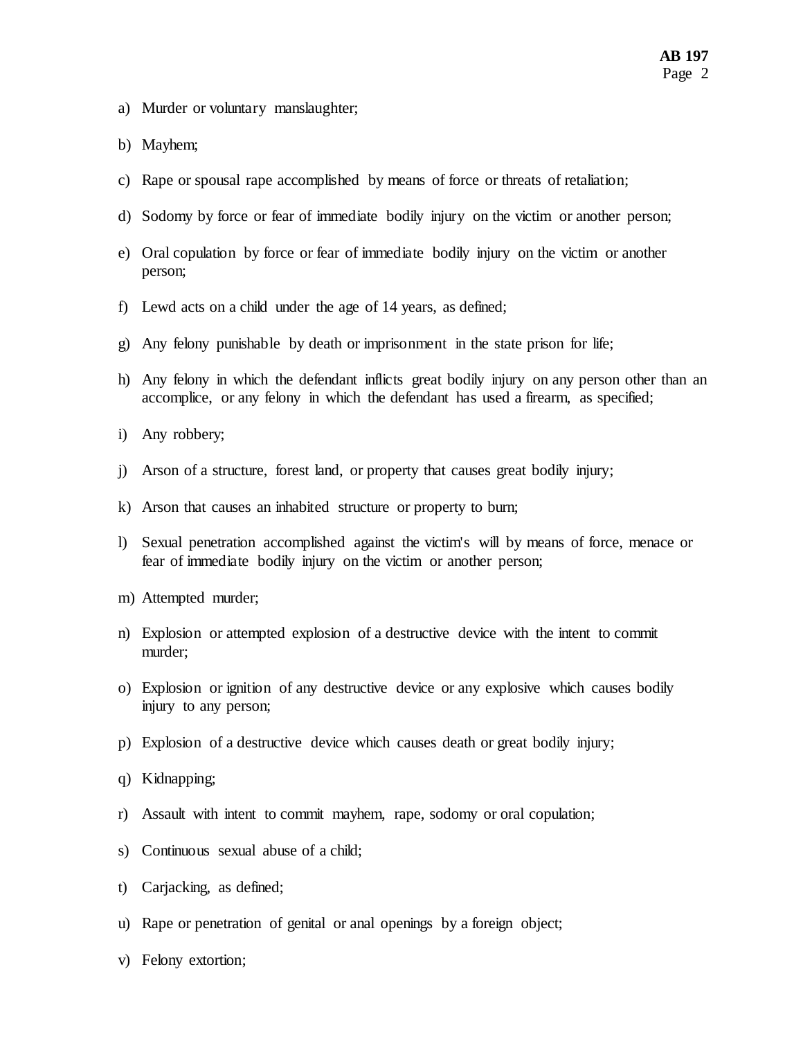a) Murder or voluntary manslaughter;

b) Mayhem;

c) Rape or spousal rape accomplished by means of force or threats of retaliation;

d) Sodomy by force or fear of immediate bodily injury on the victim or another person;

e) Oral copulation by force or fear of immediate bodily injury on the victim or another person;

f) Lewd acts on a child under the age of 14 years, as defined;

g) Any felony punishable by death or imprisonment in the state prison for life;

h) Any felony in which the defendant inflicts great bodily injury on any person other than an accomplice, or any felony in which the defendant has used a firearm, as specified;

i) Any robbery;

j) Arson of a structure, forest land, or property that causes great bodily injury;

k) Arson that causes an inhabited structure or property to burn;

l) Sexual penetration accomplished against the victim's will by means of force, menace or fear of immediate bodily injury on the victim or another person;

m) Attempted murder;

n) Explosion or attempted explosion of a destructive device with the intent to commit murder;

o) Explosion or ignition of any destructive device or any explosive which causes bodily injury to any person;

p) Explosion of a destructive device which causes death or great bodily injury;

q) Kidnapping;

r) Assault with intent to commit mayhem, rape, sodomy or oral copulation;

s) Continuous sexual abuse of a child;

t) Carjacking, as defined;

u) Rape or penetration of genital or anal openings by a foreign object;

v) Felony extortion;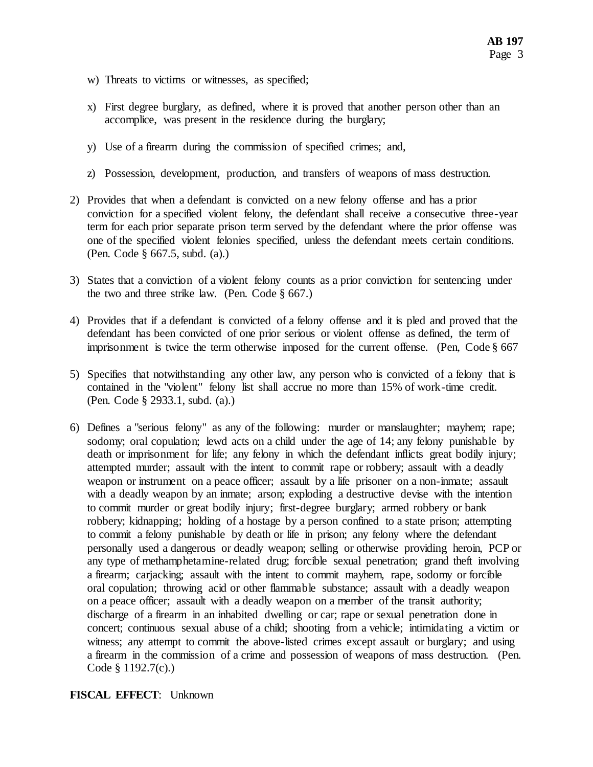w) Threats to victims or witnesses, as specified;

x) First degree burglary, as defined, where it is proved that another person other than an accomplice, was present in the residence during the burglary;

y) Use of a firearm during the commission of specified crimes; and,

z) Possession, development, production, and transfers of weapons of mass destruction.

2) Provides that when a defendant is convicted on a new felony offense and has a prior conviction for a specified violent felony, the defendant shall receive a consecutive three-year term for each prior separate prison term served by the defendant where the prior offense was one of the specified violent felonies specified, unless the defendant meets certain conditions. (Pen. Code § 667.5, subd. (a).)

3) States that a conviction of a violent felony counts as a prior conviction for sentencing under the two and three strike law. (Pen. Code § 667.)

4) Provides that if a defendant is convicted of a felony offense and it is pled and proved that the defendant has been convicted of one prior serious or violent offense as defined, the term of imprisonment is twice the term otherwise imposed for the current offense. (Pen, Code § 667

5) Specifies that notwithstanding any other law, any person who is convicted of a felony that is contained in the "violent" felony list shall accrue no more than 15% of work-time credit. (Pen. Code § 2933.1, subd. (a).)

6) Defines a "serious felony" as any of the following: murder or manslaughter; mayhem; rape; sodomy; oral copulation; lewd acts on a child under the age of 14; any felony punishable by death or imprisonment for life; any felony in which the defendant inflicts great bodily injury; attempted murder; assault with the intent to commit rape or robbery; assault with a deadly weapon or instrument on a peace officer; assault by a life prisoner on a non-inmate; assault with a deadly weapon by an inmate; arson; exploding a destructive devise with the intention to commit murder or great bodily injury; first-degree burglary; armed robbery or bank robbery; kidnapping; holding of a hostage by a person confined to a state prison; attempting to commit a felony punishable by death or life in prison; any felony where the defendant personally used a dangerous or deadly weapon; selling or otherwise providing heroin, PCP or any type of methamphetamine-related drug; forcible sexual penetration; grand theft involving a firearm; carjacking; assault with the intent to commit mayhem, rape, sodomy or forcible oral copulation; throwing acid or other flammable substance; assault with a deadly weapon on a peace officer; assault with a deadly weapon on a member of the transit authority; discharge of a firearm in an inhabited dwelling or car; rape or sexual penetration done in concert; continuous sexual abuse of a child; shooting from a vehicle; intimidating a victim or witness; any attempt to commit the above-listed crimes except assault or burglary; and using a firearm in the commission of a crime and possession of weapons of mass destruction. (Pen. Code § 1192.7(c).)

**FISCAL EFFECT**: Unknown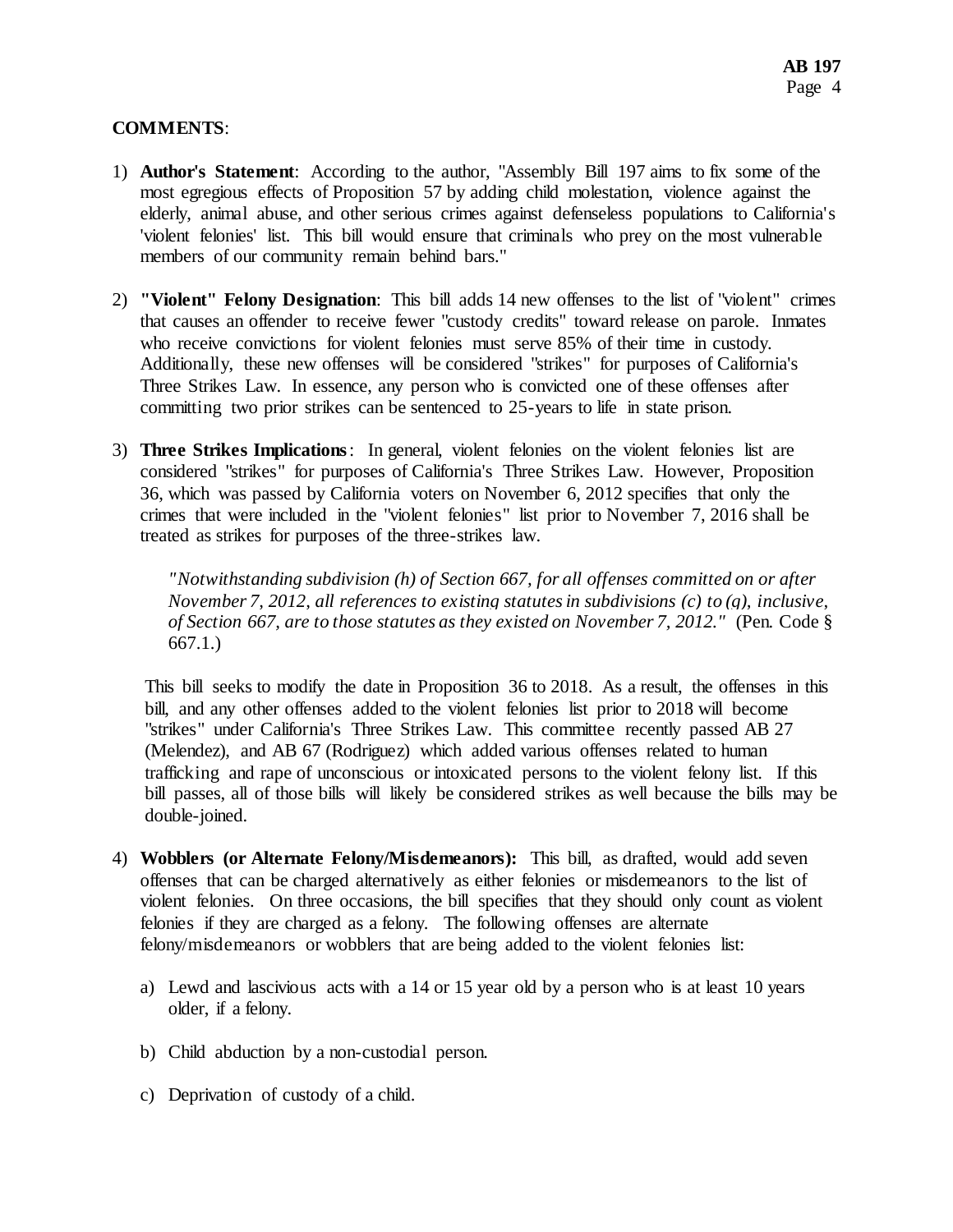**COMMENTS**:

1) **Author's Statement**: According to the author, "Assembly Bill 197 aims to fix some of the most egregious effects of Proposition 57 by adding child molestation, violence against the elderly, animal abuse, and other serious crimes against defenseless populations to California's 'violent felonies' list. This bill would ensure that criminals who prey on the most vulnerable members of our community remain behind bars."

2) **"Violent" Felony Designation**: This bill adds 14 new offenses to the list of "violent" crimes that causes an offender to receive fewer "custody credits" toward release on parole. Inmates who receive convictions for violent felonies must serve 85% of their time in custody. Additionally, these new offenses will be considered "strikes" for purposes of California's Three Strikes Law. In essence, any person who is convicted one of these offenses after committing two prior strikes can be sentenced to 25-years to life in state prison.

3) **Three Strikes Implications**: In general, violent felonies on the violent felonies list are considered "strikes" for purposes of California's Three Strikes Law. However, Proposition 36, which was passed by California voters on November 6, 2012 specifies that only the crimes that were included in the "violent felonies" list prior to November 7, 2016 shall be treated as strikes for purposes of the three-strikes law.

   *"Notwithstanding subdivision (h) of Section 667, for all offenses committed on or after November 7, 2012, all references to existing statutes in subdivisions (c) to (g), inclusive, of Section 667, are to those statutes as they existed on November 7, 2012."* (Pen. Code § 667.1.)

   This bill seeks to modify the date in Proposition 36 to 2018. As a result, the offenses in this bill, and any other offenses added to the violent felonies list prior to 2018 will become "strikes" under California's Three Strikes Law. This committee recently passed AB 27 (Melendez), and AB 67 (Rodriguez) which added various offenses related to human trafficking and rape of unconscious or intoxicated persons to the violent felony list. If this bill passes, all of those bills will likely be considered strikes as well because the bills may be double-joined.

4) **Wobblers (or Alternate Felony/Misdemeanors):** This bill, as drafted, would add seven offenses that can be charged alternatively as either felonies or misdemeanors to the list of violent felonies. On three occasions, the bill specifies that they should only count as violent felonies if they are charged as a felony. The following offenses are alternate felony/misdemeanors or wobblers that are being added to the violent felonies list:

   a) Lewd and lascivious acts with a 14 or 15 year old by a person who is at least 10 years older, if a felony.

   b) Child abduction by a non-custodial person.

   c) Deprivation of custody of a child.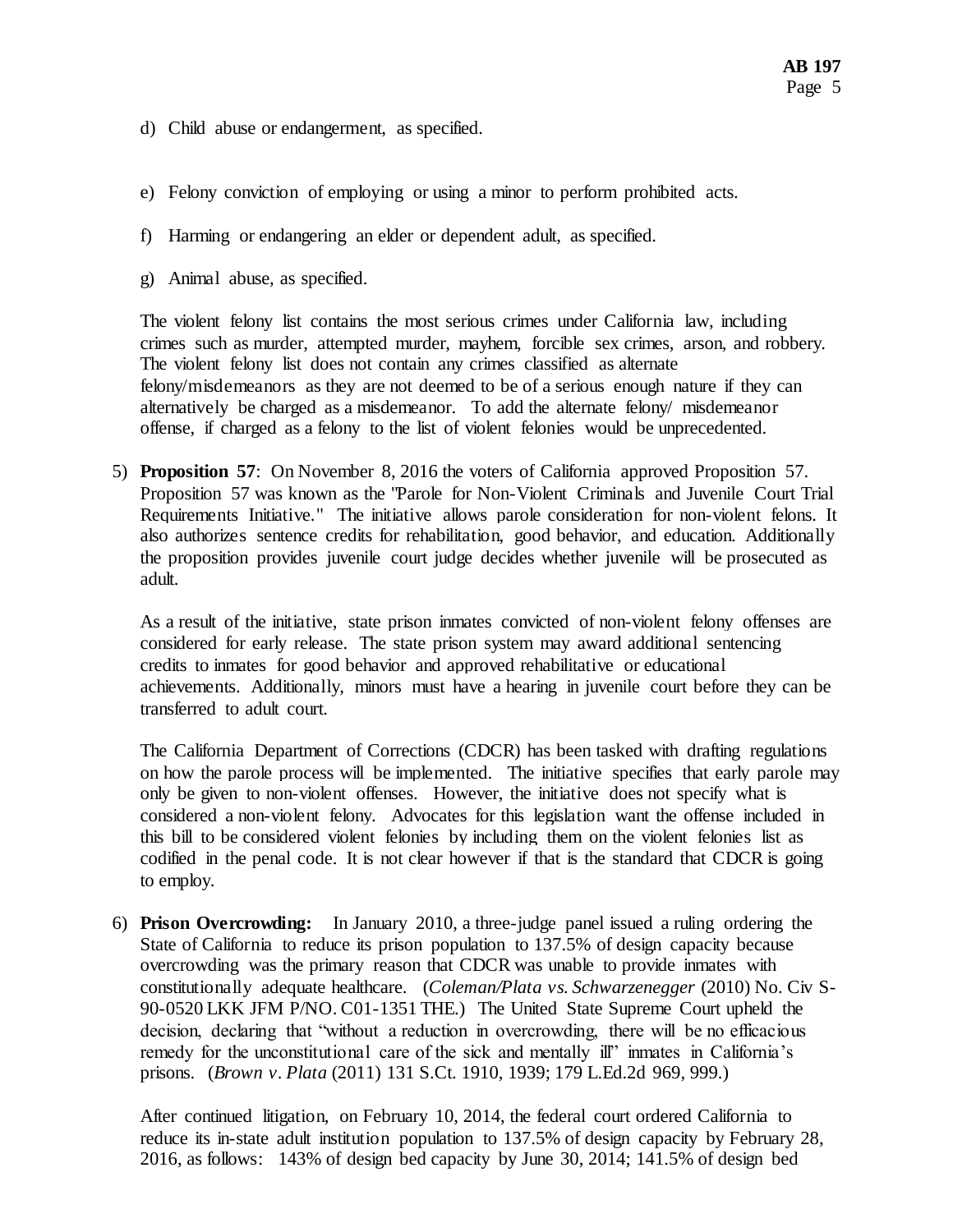d) Child abuse or endangerment, as specified.

e) Felony conviction of employing or using a minor to perform prohibited acts.

f) Harming or endangering an elder or dependent adult, as specified.

g) Animal abuse, as specified.

The violent felony list contains the most serious crimes under California law, including crimes such as murder, attempted murder, mayhem, forcible sex crimes, arson, and robbery. The violent felony list does not contain any crimes classified as alternate felony/misdemeanors as they are not deemed to be of a serious enough nature if they can alternatively be charged as a misdemeanor. To add the alternate felony/ misdemeanor offense, if charged as a felony to the list of violent felonies would be unprecedented.

5) **Proposition 57**: On November 8, 2016 the voters of California approved Proposition 57. Proposition 57 was known as the "Parole for Non-Violent Criminals and Juvenile Court Trial Requirements Initiative." The initiative allows parole consideration for non-violent felons. It also authorizes sentence credits for rehabilitation, good behavior, and education. Additionally the proposition provides juvenile court judge decides whether juvenile will be prosecuted as adult.

   As a result of the initiative, state prison inmates convicted of non-violent felony offenses are considered for early release. The state prison system may award additional sentencing credits to inmates for good behavior and approved rehabilitative or educational achievements. Additionally, minors must have a hearing in juvenile court before they can be transferred to adult court.

   The California Department of Corrections (CDCR) has been tasked with drafting regulations on how the parole process will be implemented. The initiative specifies that early parole may only be given to non-violent offenses. However, the initiative does not specify what is considered a non-violent felony. Advocates for this legislation want the offense included in this bill to be considered violent felonies by including them on the violent felonies list as codified in the penal code. It is not clear however if that is the standard that CDCR is going to employ.

6) **Prison Overcrowding:** In January 2010, a three-judge panel issued a ruling ordering the State of California to reduce its prison population to 137.5% of design capacity because overcrowding was the primary reason that CDCR was unable to provide inmates with constitutionally adequate healthcare. (*Coleman/Plata vs. Schwarzenegger* (2010) No. Civ S-90-0520 LKK JFM P/NO. C01-1351 THE.) The United State Supreme Court upheld the decision, declaring that "without a reduction in overcrowding, there will be no efficacious remedy for the unconstitutional care of the sick and mentally ill" inmates in California's prisons. (*Brown v. Plata* (2011) 131 S.Ct. 1910, 1939; 179 L.Ed.2d 969, 999.)

   After continued litigation, on February 10, 2014, the federal court ordered California to reduce its in-state adult institution population to 137.5% of design capacity by February 28, 2016, as follows: 143% of design bed capacity by June 30, 2014; 141.5% of design bed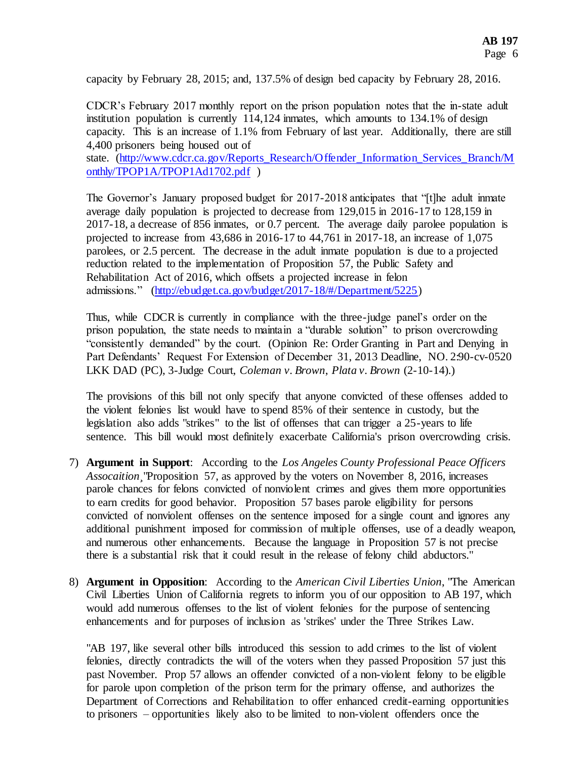capacity by February 28, 2015; and, 137.5% of design bed capacity by February 28, 2016.

CDCR's February 2017 monthly report on the prison population notes that the in-state adult institution population is currently 114,124 inmates, which amounts to 134.1% of design capacity. This is an increase of 1.1% from February of last year. Additionally, there are still 4,400 prisoners being housed out of state. (http://www.cdcr.ca.gov/Reports_Research/Offender_Information_Services_Branch/Monthly/TPOP1A/TPOP1Ad1702.pdf )

The Governor's January proposed budget for 2017-2018 anticipates that "[t]he adult inmate average daily population is projected to decrease from 129,015 in 2016-17 to 128,159 in 2017-18, a decrease of 856 inmates, or 0.7 percent. The average daily parolee population is projected to increase from 43,686 in 2016-17 to 44,761 in 2017-18, an increase of 1,075 parolees, or 2.5 percent. The decrease in the adult inmate population is due to a projected reduction related to the implementation of Proposition 57, the Public Safety and Rehabilitation Act of 2016, which offsets a projected increase in felon admissions." (http://ebudget.ca.gov/budget/2017-18/#/Department/5225)

Thus, while CDCR is currently in compliance with the three-judge panel's order on the prison population, the state needs to maintain a "durable solution" to prison overcrowding "consistently demanded" by the court. (Opinion Re: Order Granting in Part and Denying in Part Defendants' Request For Extension of December 31, 2013 Deadline, NO. 2:90-cv-0520 LKK DAD (PC), 3-Judge Court, *Coleman v. Brown*, *Plata v. Brown* (2-10-14).)

The provisions of this bill not only specify that anyone convicted of these offenses added to the violent felonies list would have to spend 85% of their sentence in custody, but the legislation also adds "strikes" to the list of offenses that can trigger a 25-years to life sentence. This bill would most definitely exacerbate California's prison overcrowding crisis.

7) **Argument in Support**: According to the *Los Angeles County Professional Peace Officers Assocaition¸*"Proposition 57, as approved by the voters on November 8, 2016, increases parole chances for felons convicted of nonviolent crimes and gives them more opportunities to earn credits for good behavior. Proposition 57 bases parole eligibility for persons convicted of nonviolent offenses on the sentence imposed for a single count and ignores any additional punishment imposed for commission of multiple offenses, use of a deadly weapon, and numerous other enhancements. Because the language in Proposition 57 is not precise there is a substantial risk that it could result in the release of felony child abductors."

8) **Argument in Opposition**: According to the *American Civil Liberties Union*, "The American Civil Liberties Union of California regrets to inform you of our opposition to AB 197, which would add numerous offenses to the list of violent felonies for the purpose of sentencing enhancements and for purposes of inclusion as 'strikes' under the Three Strikes Law.

   "AB 197, like several other bills introduced this session to add crimes to the list of violent felonies, directly contradicts the will of the voters when they passed Proposition 57 just this past November. Prop 57 allows an offender convicted of a non-violent felony to be eligible for parole upon completion of the prison term for the primary offense, and authorizes the Department of Corrections and Rehabilitation to offer enhanced credit-earning opportunities to prisoners – opportunities likely also to be limited to non-violent offenders once the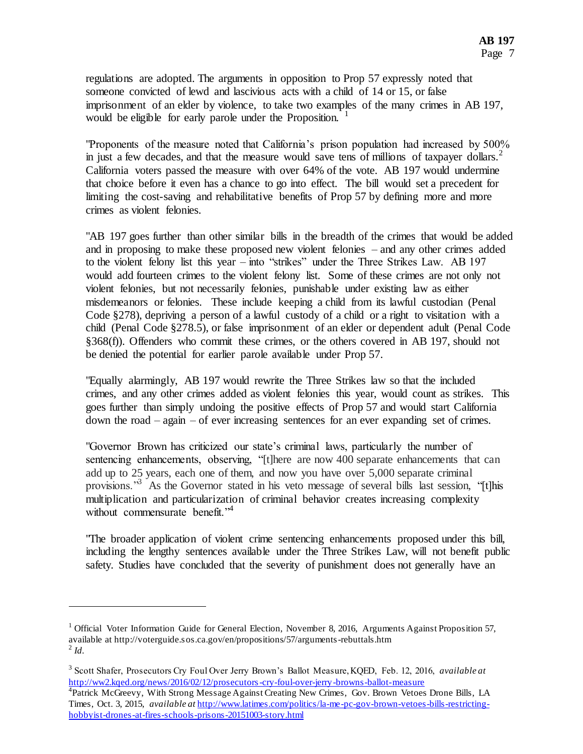regulations are adopted. The arguments in opposition to Prop 57 expressly noted that someone convicted of lewd and lascivious acts with a child of 14 or 15, or false imprisonment of an elder by violence, to take two examples of the many crimes in AB 197, would be eligible for early parole under the Proposition. [1]

"Proponents of the measure noted that California's prison population had increased by 500% in just a few decades, and that the measure would save tens of millions of taxpayer dollars.[2] California voters passed the measure with over 64% of the vote. AB 197 would undermine that choice before it even has a chance to go into effect. The bill would set a precedent for limiting the cost-saving and rehabilitative benefits of Prop 57 by defining more and more crimes as violent felonies.

"AB 197 goes further than other similar bills in the breadth of the crimes that would be added and in proposing to make these proposed new violent felonies – and any other crimes added to the violent felony list this year – into "strikes" under the Three Strikes Law. AB 197 would add fourteen crimes to the violent felony list. Some of these crimes are not only not violent felonies, but not necessarily felonies, punishable under existing law as either misdemeanors or felonies. These include keeping a child from its lawful custodian (Penal Code §278), depriving a person of a lawful custody of a child or a right to visitation with a child (Penal Code §278.5), or false imprisonment of an elder or dependent adult (Penal Code §368(f)). Offenders who commit these crimes, or the others covered in AB 197, should not be denied the potential for earlier parole available under Prop 57.

"Equally alarmingly, AB 197 would rewrite the Three Strikes law so that the included crimes, and any other crimes added as violent felonies this year, would count as strikes. This goes further than simply undoing the positive effects of Prop 57 and would start California down the road – again – of ever increasing sentences for an ever expanding set of crimes.

"Governor Brown has criticized our state's criminal laws, particularly the number of sentencing enhancements, observing, "[t]here are now 400 separate enhancements that can add up to 25 years, each one of them, and now you have over 5,000 separate criminal provisions."[3] As the Governor stated in his veto message of several bills last session, "[t]his multiplication and particularization of criminal behavior creates increasing complexity without commensurate benefit."[4]

"The broader application of violent crime sentencing enhancements proposed under this bill, including the lengthy sentences available under the Three Strikes Law, will not benefit public safety. Studies have concluded that the severity of punishment does not generally have an

---

[1] Official Voter Information Guide for General Election, November 8, 2016, Arguments Against Proposition 57, available at http://voterguide.sos.ca.gov/en/propositions/57/arguments-rebuttals.htm

[2] *Id.*

[3] Scott Shafer, Prosecutors Cry Foul Over Jerry Brown's Ballot Measure, KQED, Feb. 12, 2016, *available at* http://ww2.kqed.org/news/2016/02/12/prosecutors-cry-foul-over-jerry-browns-ballot-measure

[4] Patrick McGreevy, With Strong Message Against Creating New Crimes, Gov. Brown Vetoes Drone Bills, LA Times, Oct. 3, 2015, *available at* http://www.latimes.com/politics/la-me-pc-gov-brown-vetoes-bills-restricting-hobbyist-drones-at-fires-schools-prisons-20151003-story.html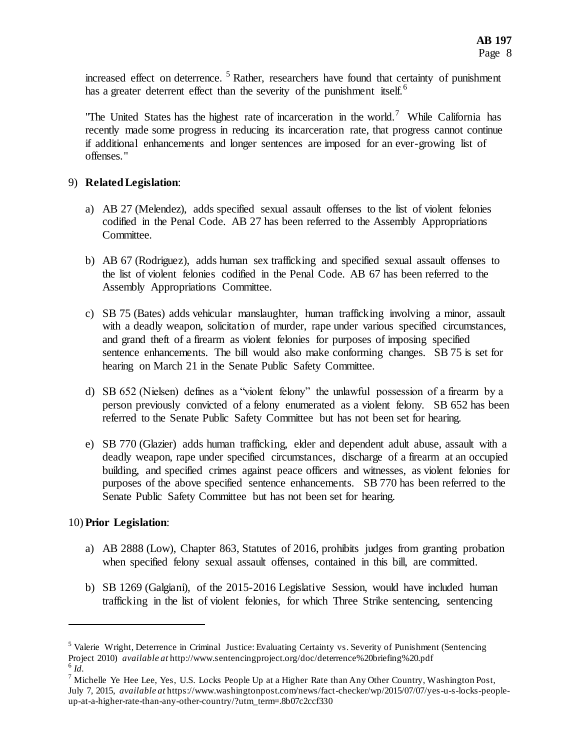increased effect on deterrence. [5] Rather, researchers have found that certainty of punishment has a greater deterrent effect than the severity of the punishment itself.[6]

"The United States has the highest rate of incarceration in the world.[7] While California has recently made some progress in reducing its incarceration rate, that progress cannot continue if additional enhancements and longer sentences are imposed for an ever-growing list of offenses."

9) **Related Legislation**:

a) AB 27 (Melendez), adds specified sexual assault offenses to the list of violent felonies codified in the Penal Code. AB 27 has been referred to the Assembly Appropriations Committee.

b) AB 67 (Rodriguez), adds human sex trafficking and specified sexual assault offenses to the list of violent felonies codified in the Penal Code. AB 67 has been referred to the Assembly Appropriations Committee.

c) SB 75 (Bates) adds vehicular manslaughter, human trafficking involving a minor, assault with a deadly weapon, solicitation of murder, rape under various specified circumstances, and grand theft of a firearm as violent felonies for purposes of imposing specified sentence enhancements. The bill would also make conforming changes. SB 75 is set for hearing on March 21 in the Senate Public Safety Committee.

d) SB 652 (Nielsen) defines as a "violent felony" the unlawful possession of a firearm by a person previously convicted of a felony enumerated as a violent felony. SB 652 has been referred to the Senate Public Safety Committee but has not been set for hearing.

e) SB 770 (Glazier) adds human trafficking, elder and dependent adult abuse, assault with a deadly weapon, rape under specified circumstances, discharge of a firearm at an occupied building, and specified crimes against peace officers and witnesses, as violent felonies for purposes of the above specified sentence enhancements. SB 770 has been referred to the Senate Public Safety Committee but has not been set for hearing.

10) **Prior Legislation**:

a) AB 2888 (Low), Chapter 863, Statutes of 2016, prohibits judges from granting probation when specified felony sexual assault offenses, contained in this bill, are committed.

b) SB 1269 (Galgiani), of the 2015-2016 Legislative Session, would have included human trafficking in the list of violent felonies, for which Three Strike sentencing, sentencing

---

[5] Valerie Wright, Deterrence in Criminal Justice: Evaluating Certainty vs. Severity of Punishment (Sentencing Project 2010) *available at* http://www.sentencingproject.org/doc/deterrence%20briefing%20.pdf

[6] *Id.*

[7] Michelle Ye Hee Lee, Yes, U.S. Locks People Up at a Higher Rate than Any Other Country, Washington Post, July 7, 2015, *available at* https://www.washingtonpost.com/news/fact-checker/wp/2015/07/07/yes-u-s-locks-people-up-at-a-higher-rate-than-any-other-country/?utm_term=.8b07c2ccf330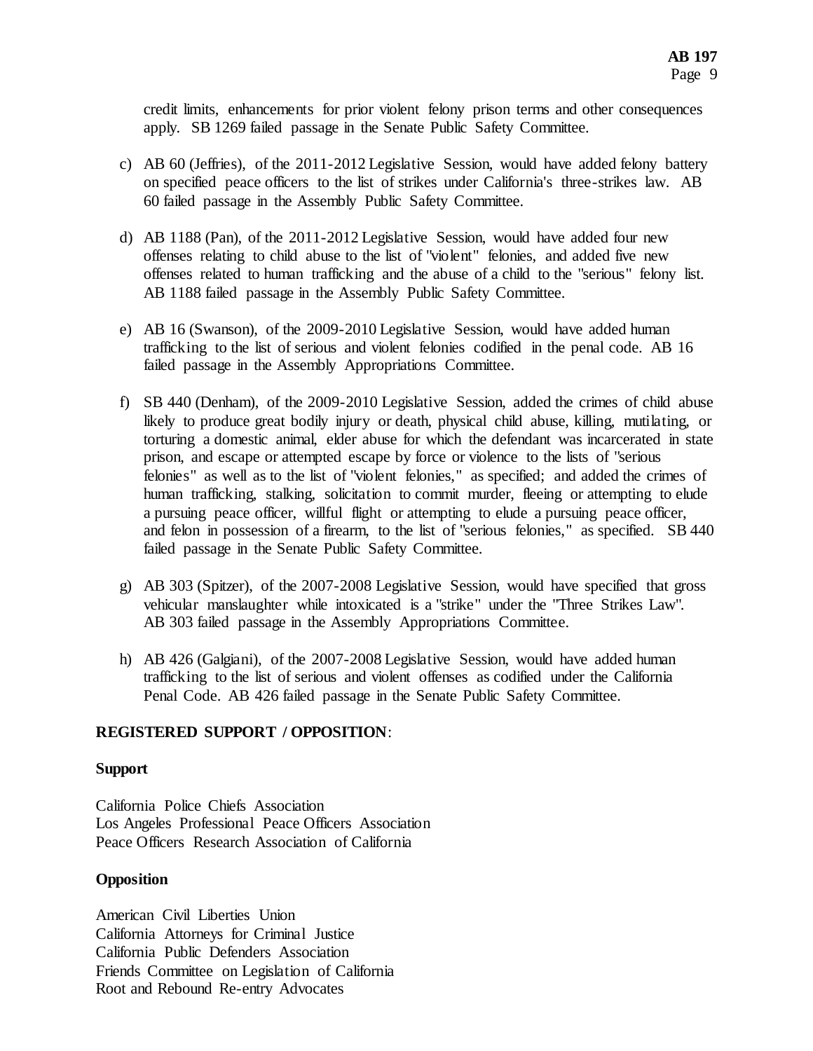credit limits, enhancements for prior violent felony prison terms and other consequences apply. SB 1269 failed passage in the Senate Public Safety Committee.

c) AB 60 (Jeffries), of the 2011-2012 Legislative Session, would have added felony battery on specified peace officers to the list of strikes under California's three-strikes law. AB 60 failed passage in the Assembly Public Safety Committee.

d) AB 1188 (Pan), of the 2011-2012 Legislative Session, would have added four new offenses relating to child abuse to the list of "violent" felonies, and added five new offenses related to human trafficking and the abuse of a child to the "serious" felony list. AB 1188 failed passage in the Assembly Public Safety Committee.

e) AB 16 (Swanson), of the 2009-2010 Legislative Session, would have added human trafficking to the list of serious and violent felonies codified in the penal code. AB 16 failed passage in the Assembly Appropriations Committee.

f) SB 440 (Denham), of the 2009-2010 Legislative Session, added the crimes of child abuse likely to produce great bodily injury or death, physical child abuse, killing, mutilating, or torturing a domestic animal, elder abuse for which the defendant was incarcerated in state prison, and escape or attempted escape by force or violence to the lists of "serious felonies" as well as to the list of "violent felonies," as specified; and added the crimes of human trafficking, stalking, solicitation to commit murder, fleeing or attempting to elude a pursuing peace officer, willful flight or attempting to elude a pursuing peace officer, and felon in possession of a firearm, to the list of "serious felonies," as specified. SB 440 failed passage in the Senate Public Safety Committee.

g) AB 303 (Spitzer), of the 2007-2008 Legislative Session, would have specified that gross vehicular manslaughter while intoxicated is a "strike" under the "Three Strikes Law". AB 303 failed passage in the Assembly Appropriations Committee.

h) AB 426 (Galgiani), of the 2007-2008 Legislative Session, would have added human trafficking to the list of serious and violent offenses as codified under the California Penal Code. AB 426 failed passage in the Senate Public Safety Committee.

**REGISTERED SUPPORT / OPPOSITION**:

**Support**

California Police Chiefs Association
Los Angeles Professional Peace Officers Association
Peace Officers Research Association of California

**Opposition**

American Civil Liberties Union
California Attorneys for Criminal Justice
California Public Defenders Association
Friends Committee on Legislation of California
Root and Rebound Re-entry Advocates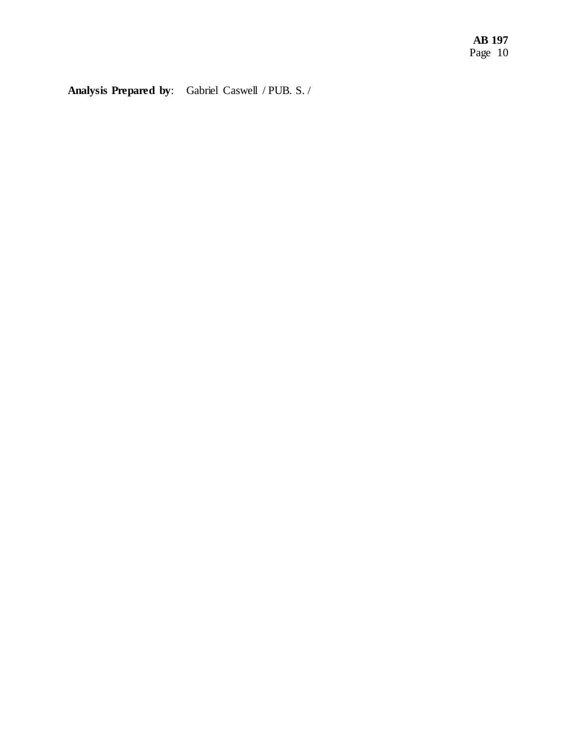**Analysis Prepared by**: Gabriel Caswell / PUB. S. /